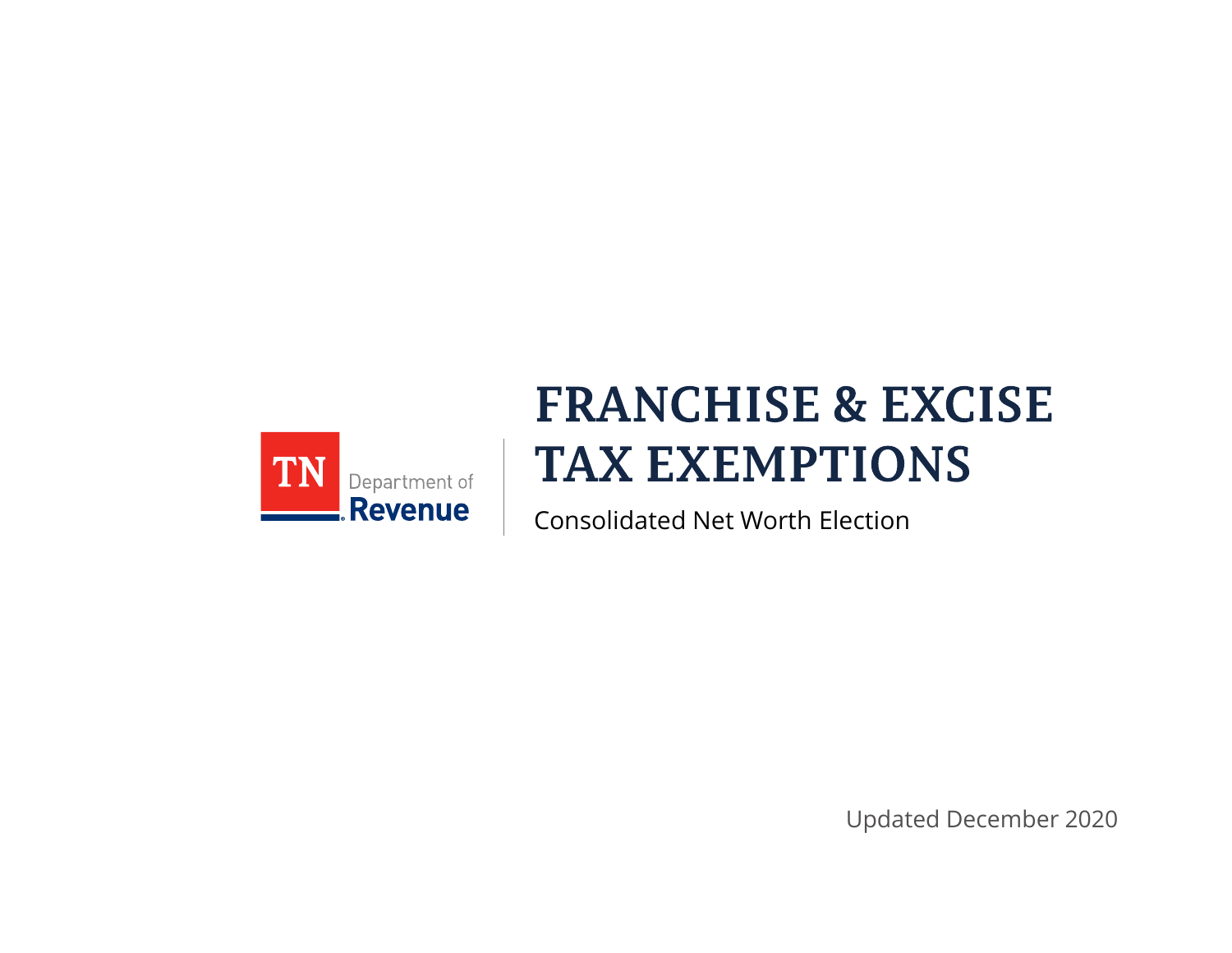TN Department of Revenue

# FRANCHISE & EXCISE TAX EXEMPTIONS

Consolidated Net Worth Election

Updated December 2020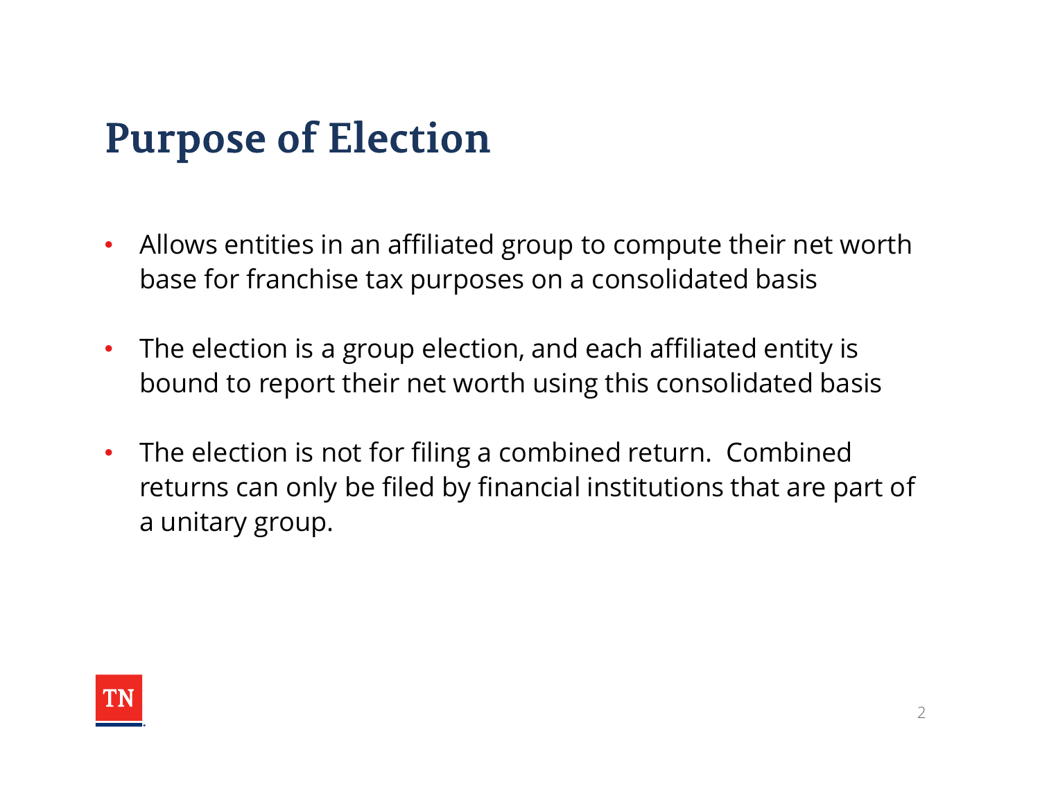# Purpose of Election

- Allows entities in an affiliated group to compute their net worth base for franchise tax purposes on a consolidated basis
- The election is a group election, and each affiliated entity is bound to report their net worth using this consolidated basis
- The election is not for filing a combined return. Combined returns can only be filed by financial institutions that are part of a unitary group.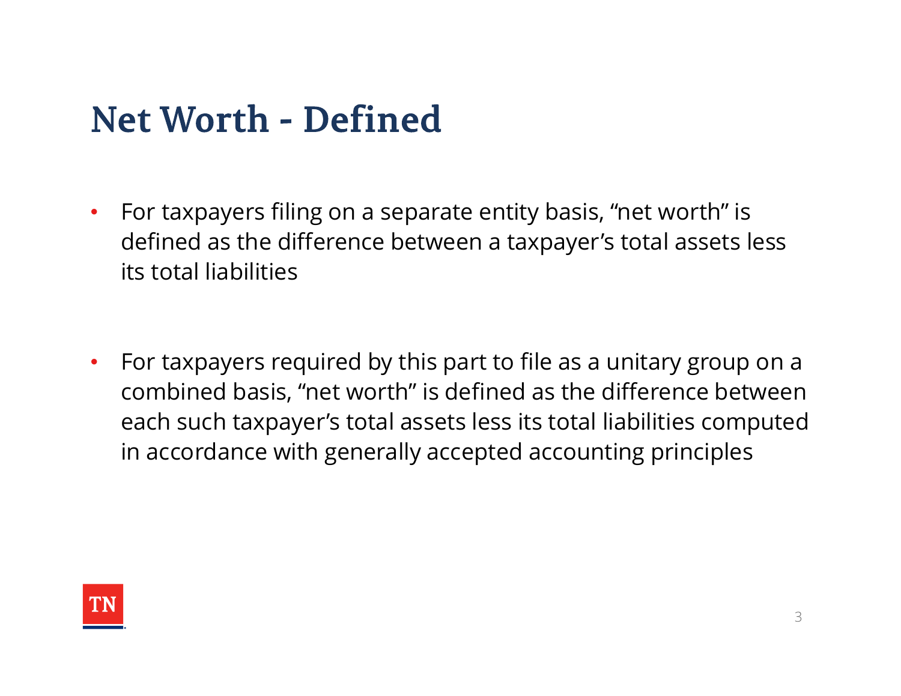# Net Worth - Defined

- For taxpayers filing on a separate entity basis, “net worth” is defined as the difference between a taxpayer’s total assets less its total liabilities

- For taxpayers required by this part to file as a unitary group on a combined basis, “net worth” is defined as the difference between each such taxpayer’s total assets less its total liabilities computed in accordance with generally accepted accounting principles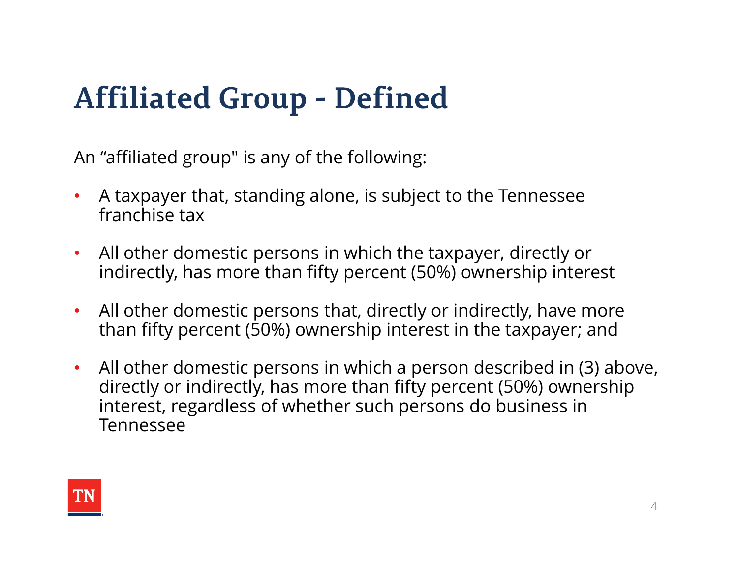# Affiliated Group - Defined

An “affiliated group" is any of the following:

- A taxpayer that, standing alone, is subject to the Tennessee franchise tax
- All other domestic persons in which the taxpayer, directly or indirectly, has more than fifty percent (50%) ownership interest
- All other domestic persons that, directly or indirectly, have more than fifty percent (50%) ownership interest in the taxpayer; and
- All other domestic persons in which a person described in (3) above, directly or indirectly, has more than fifty percent (50%) ownership interest, regardless of whether such persons do business in Tennessee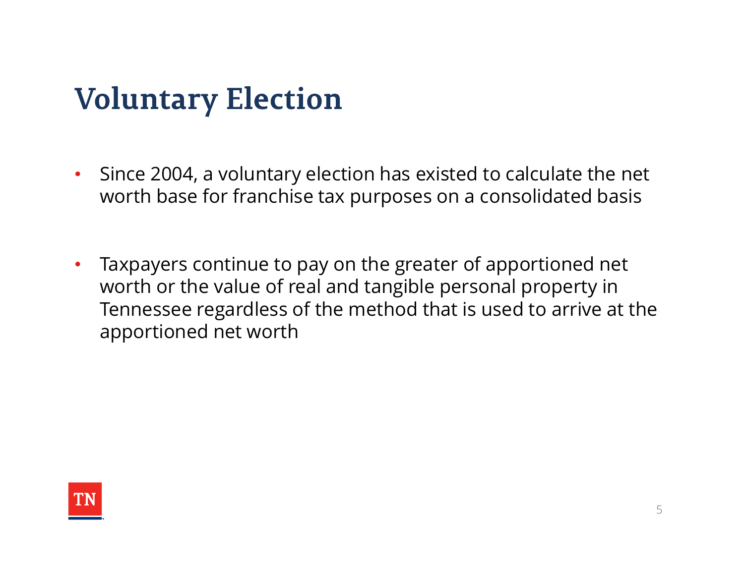# Voluntary Election

- Since 2004, a voluntary election has existed to calculate the net worth base for franchise tax purposes on a consolidated basis

- Taxpayers continue to pay on the greater of apportioned net worth or the value of real and tangible personal property in Tennessee regardless of the method that is used to arrive at the apportioned net worth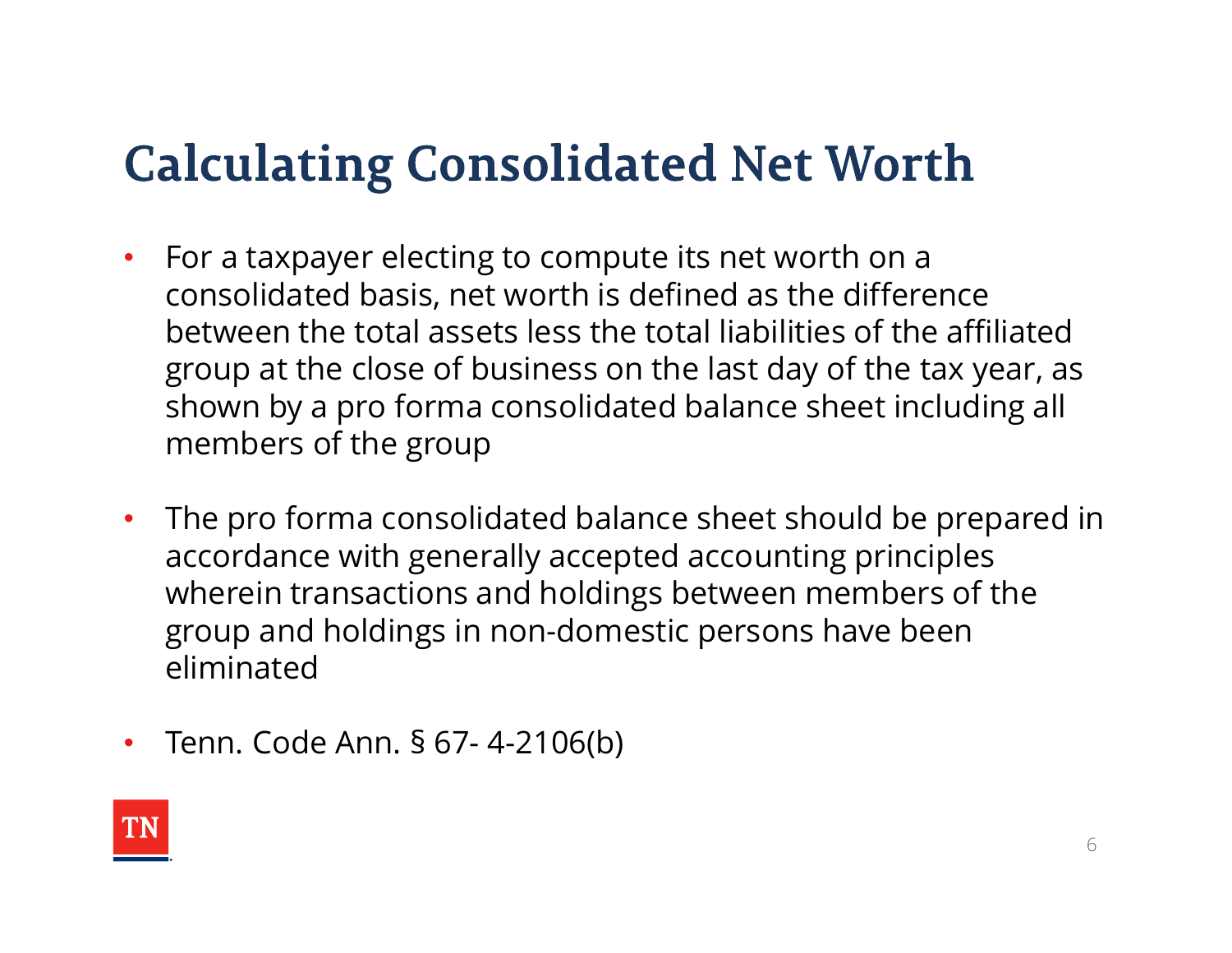# Calculating Consolidated Net Worth

- For a taxpayer electing to compute its net worth on a consolidated basis, net worth is defined as the difference between the total assets less the total liabilities of the affiliated group at the close of business on the last day of the tax year, as shown by a pro forma consolidated balance sheet including all members of the group

- The pro forma consolidated balance sheet should be prepared in accordance with generally accepted accounting principles wherein transactions and holdings between members of the group and holdings in non-domestic persons have been eliminated

- Tenn. Code Ann. § 67- 4-2106(b)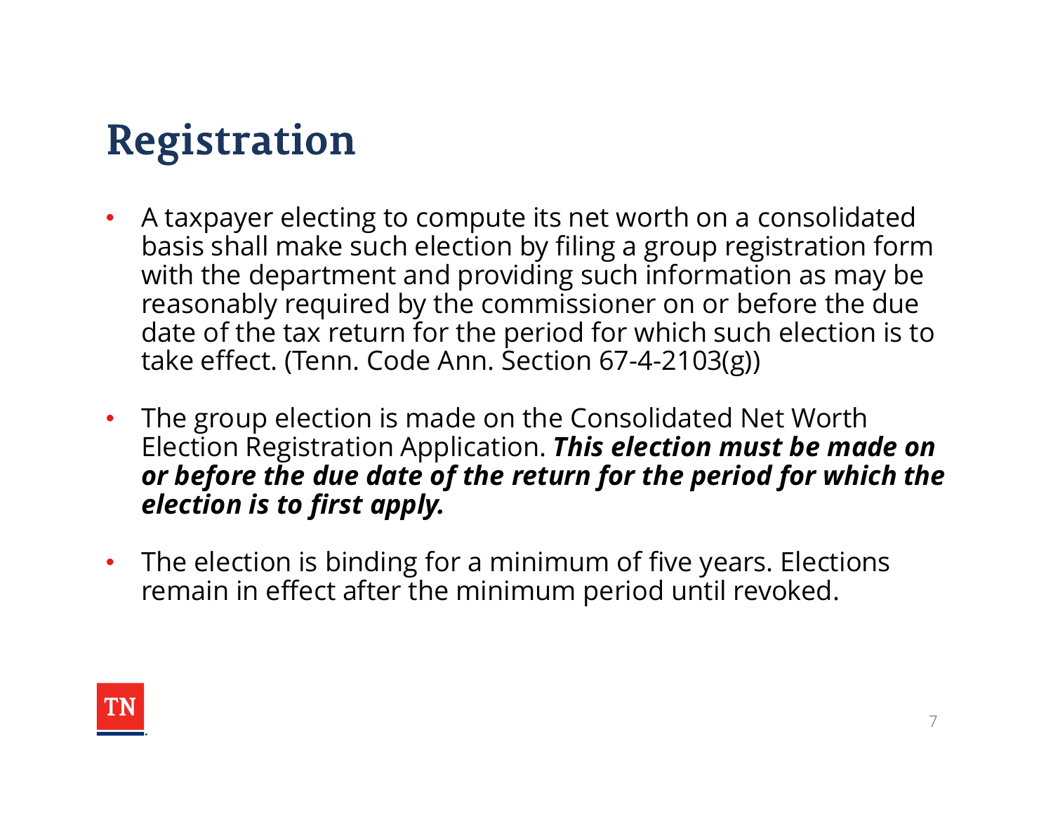# Registration

- A taxpayer electing to compute its net worth on a consolidated basis shall make such election by filing a group registration form with the department and providing such information as may be reasonably required by the commissioner on or before the due date of the tax return for the period for which such election is to take effect. (Tenn. Code Ann. Section 67-4-2103(g))
- The group election is made on the Consolidated Net Worth Election Registration Application. ***This election must be made on or before the due date of the return for the period for which the election is to first apply.***
- The election is binding for a minimum of five years. Elections remain in effect after the minimum period until revoked.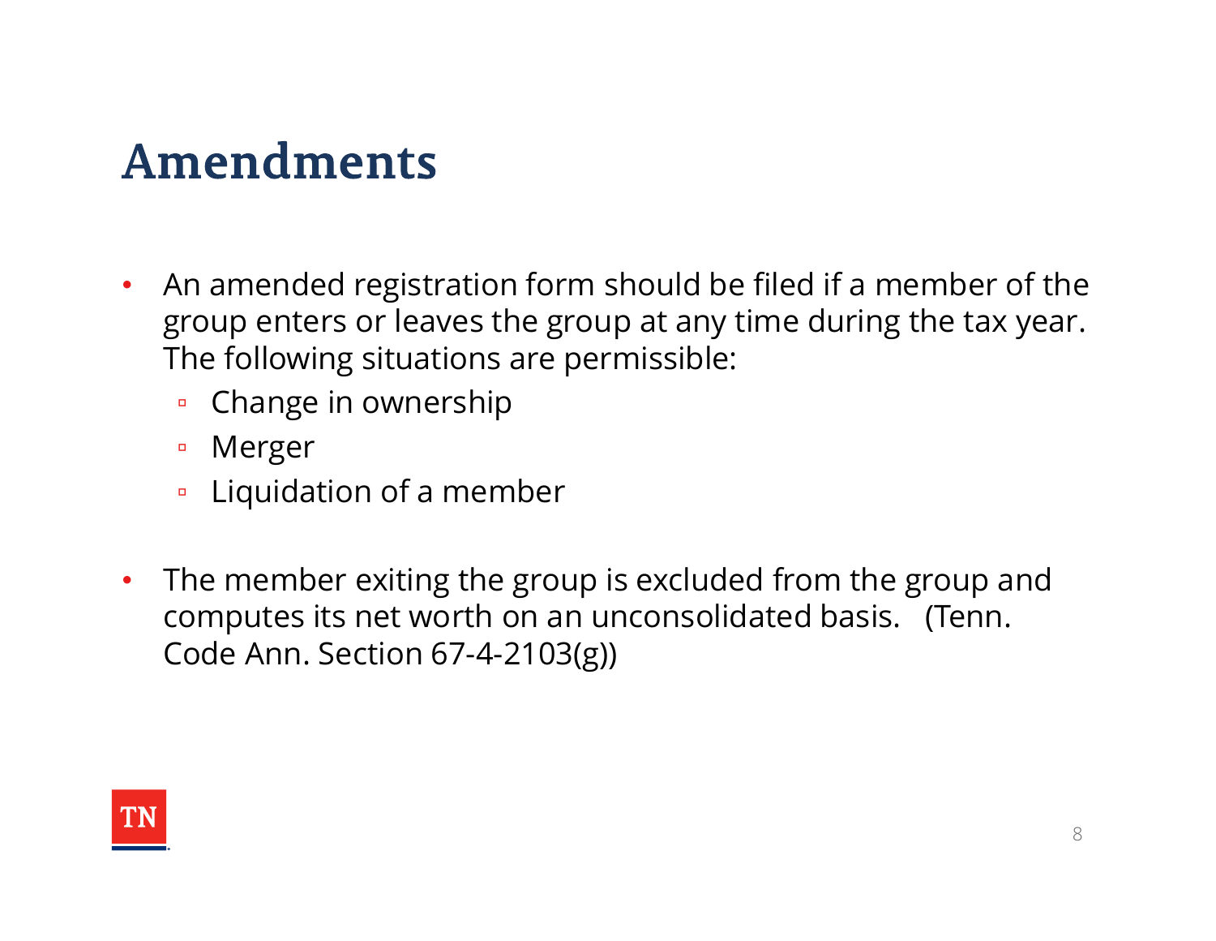# Amendments

- An amended registration form should be filed if a member of the group enters or leaves the group at any time during the tax year. The following situations are permissible:
  - Change in ownership
  - Merger
  - Liquidation of a member
- The member exiting the group is excluded from the group and computes its net worth on an unconsolidated basis. (Tenn. Code Ann. Section 67-4-2103(g))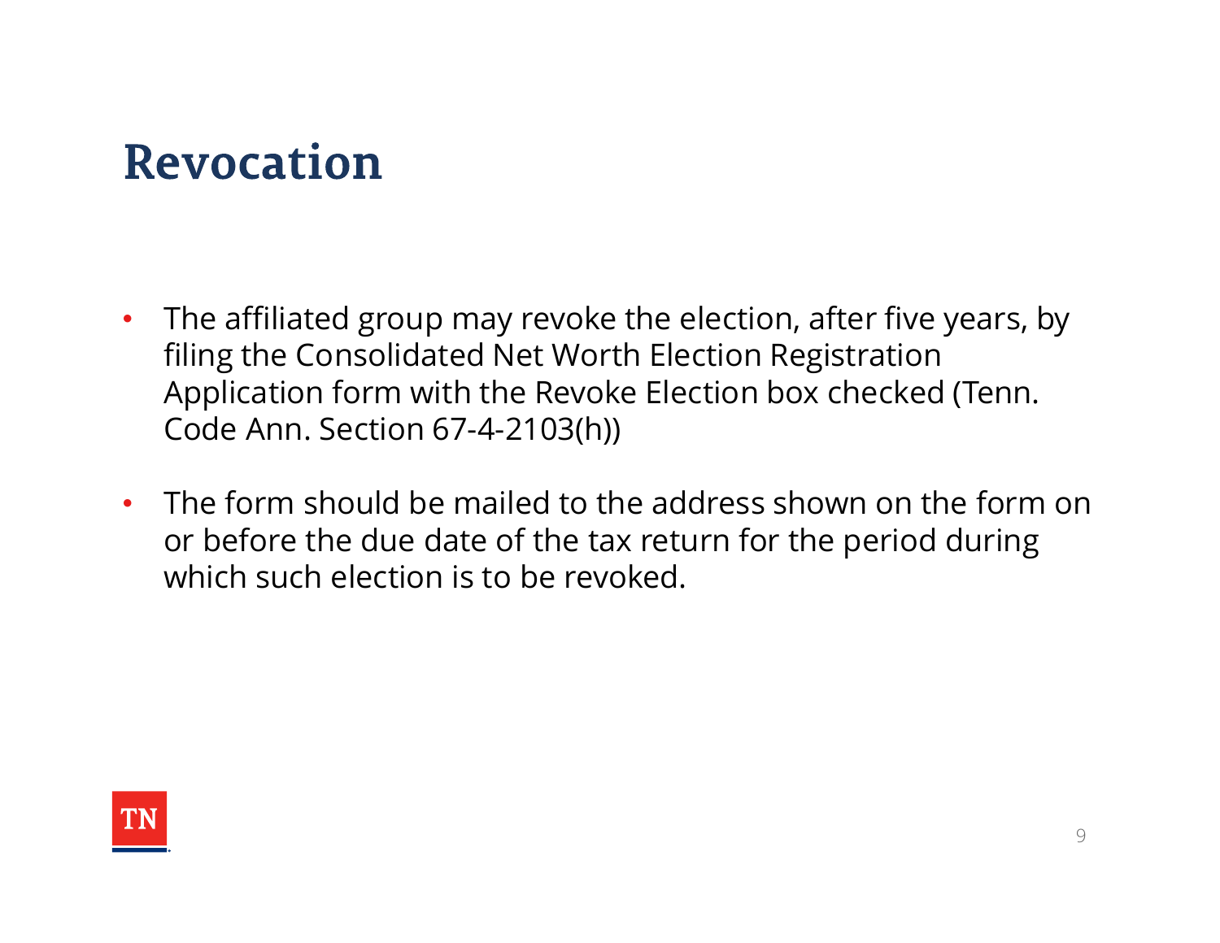# Revocation

- The affiliated group may revoke the election, after five years, by filing the Consolidated Net Worth Election Registration Application form with the Revoke Election box checked (Tenn. Code Ann. Section 67-4-2103(h))

- The form should be mailed to the address shown on the form on or before the due date of the tax return for the period during which such election is to be revoked.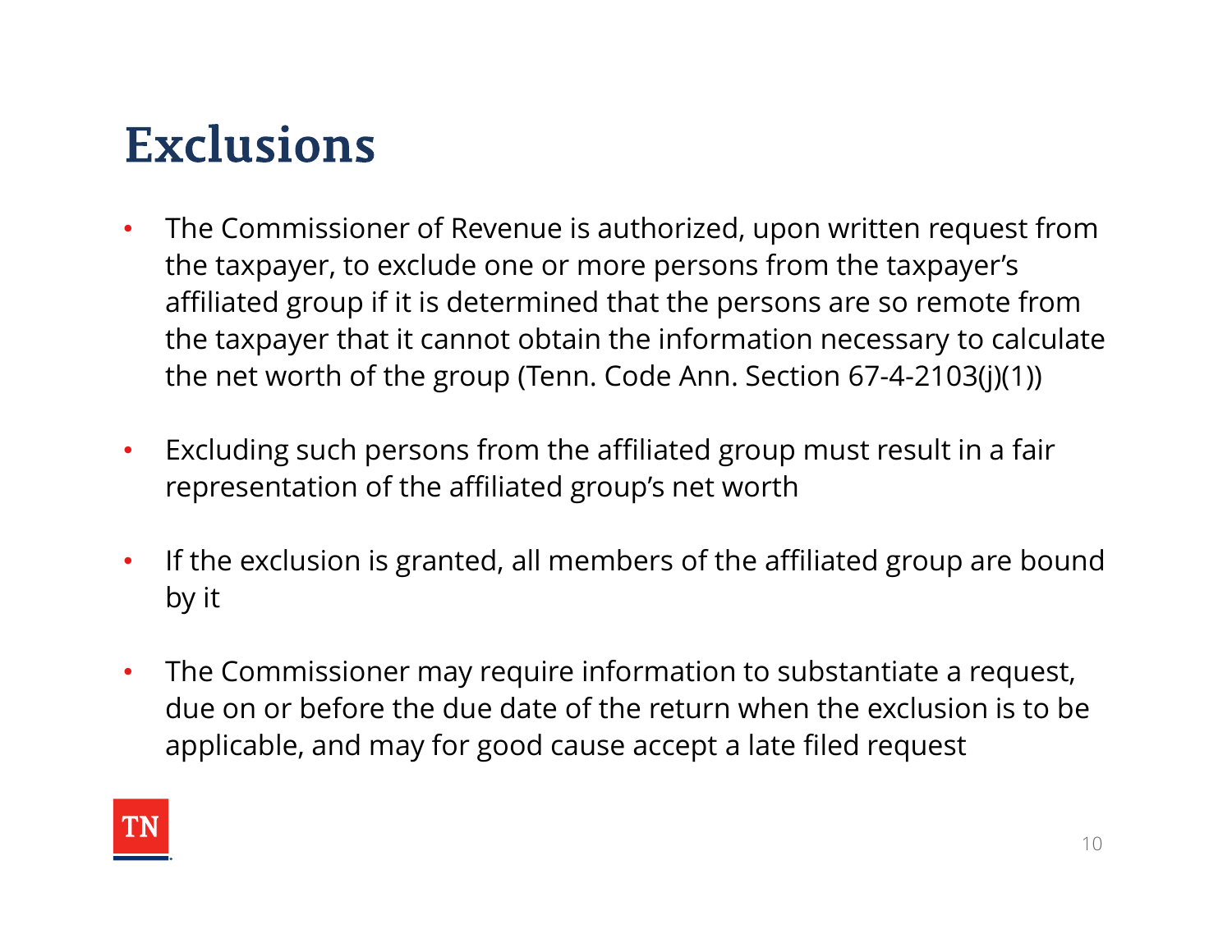# Exclusions

- The Commissioner of Revenue is authorized, upon written request from the taxpayer, to exclude one or more persons from the taxpayer's affiliated group if it is determined that the persons are so remote from the taxpayer that it cannot obtain the information necessary to calculate the net worth of the group (Tenn. Code Ann. Section 67-4-2103(j)(1))
- Excluding such persons from the affiliated group must result in a fair representation of the affiliated group's net worth
- If the exclusion is granted, all members of the affiliated group are bound by it
- The Commissioner may require information to substantiate a request, due on or before the due date of the return when the exclusion is to be applicable, and may for good cause accept a late filed request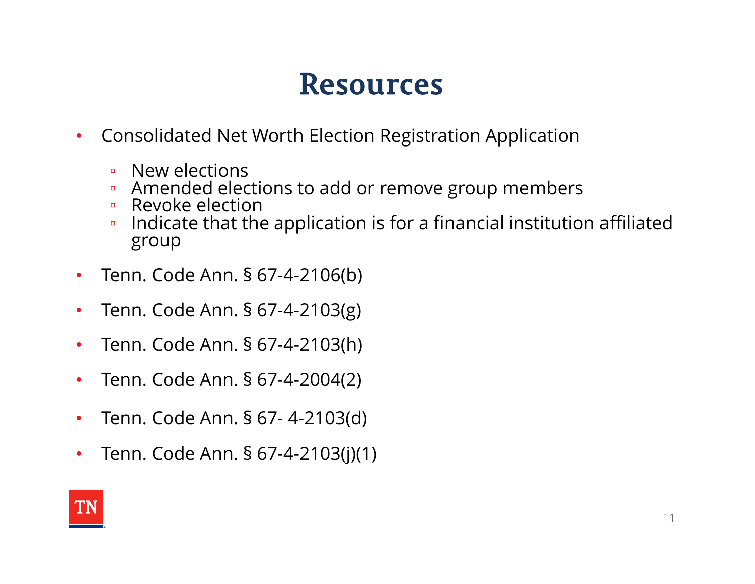# Resources

- Consolidated Net Worth Election Registration Application
  - New elections
  - Amended elections to add or remove group members
  - Revoke election
  - Indicate that the application is for a financial institution affiliated group
- Tenn. Code Ann. § 67-4-2106(b)
- Tenn. Code Ann. § 67-4-2103(g)
- Tenn. Code Ann. § 67-4-2103(h)
- Tenn. Code Ann. § 67-4-2004(2)
- Tenn. Code Ann. § 67- 4-2103(d)
- Tenn. Code Ann. § 67-4-2103(j)(1)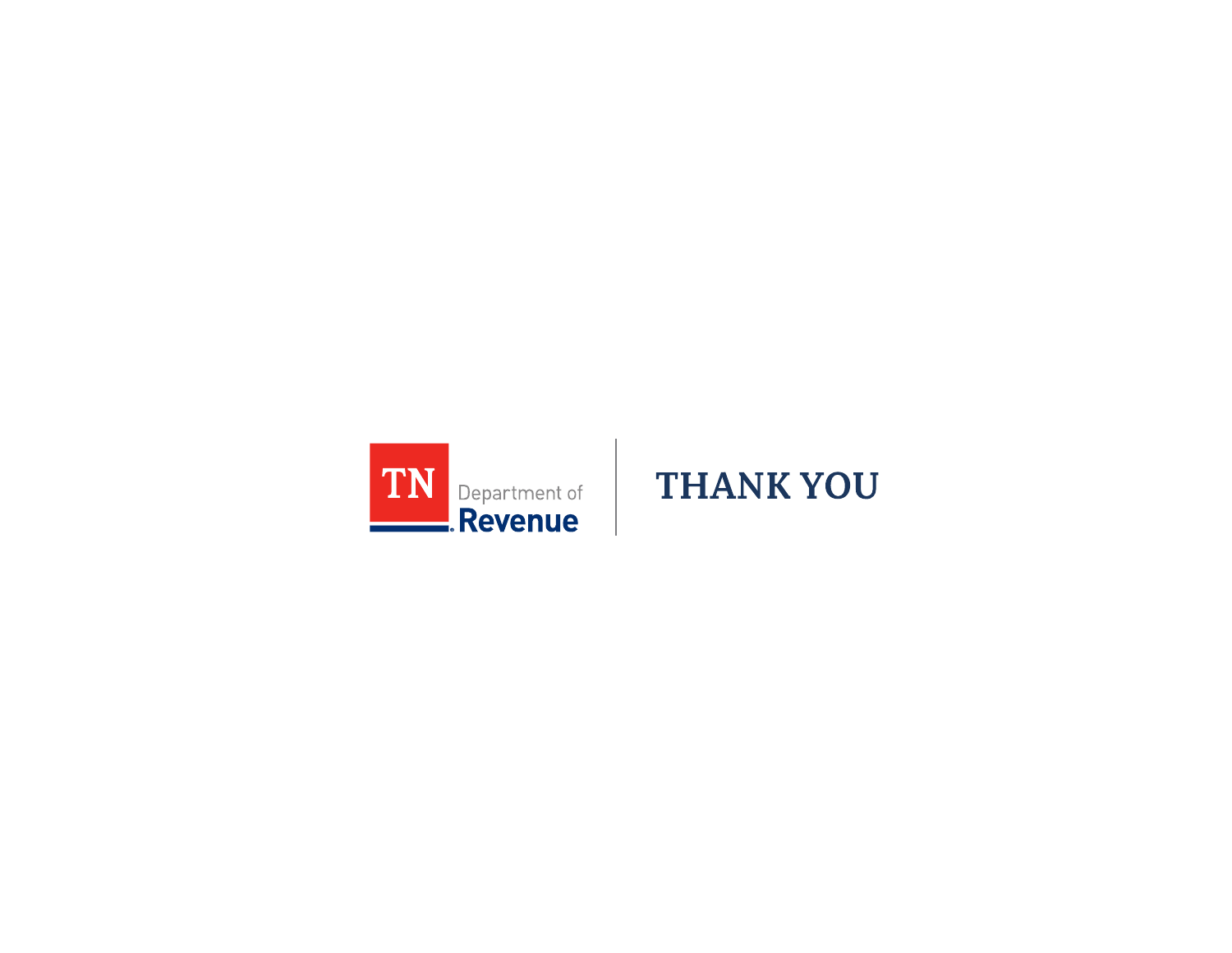TN Department of Revenue

# THANK YOU